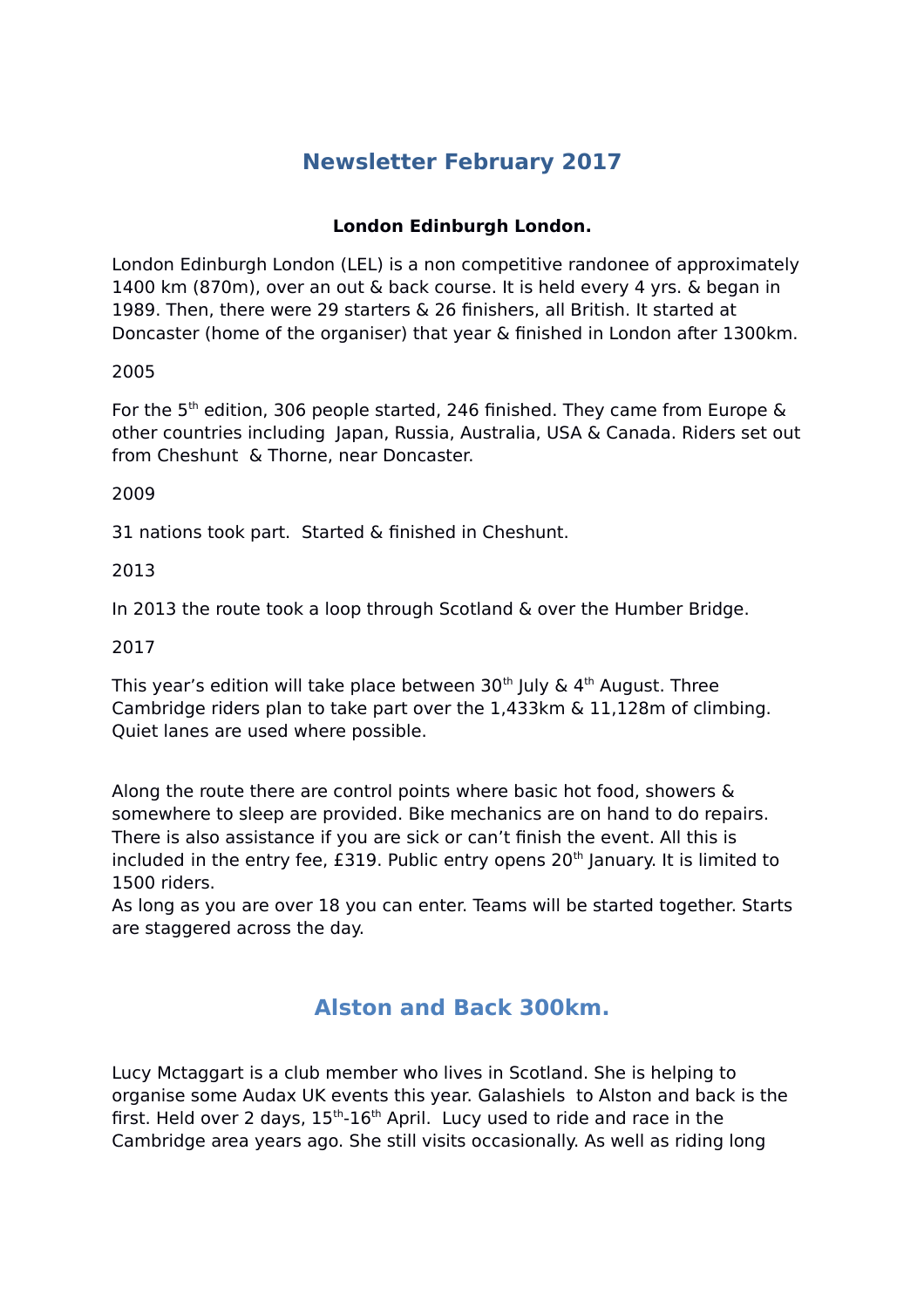# Newsletter February 2017

### London Edinburgh London.

London Edinburgh London (LEL) is a non competitive randonee of approximately 1400 km (870m), over an out & back course. It is held every 4 yrs. & began in 1989. Then, there were 29 starters & 26 finishers, all British. It started at Doncaster (home of the organiser) that year & finished in London after 1300km.

2005

For the 5th edition, 306 people started, 246 finished. They came from Europe & other countries including Japan, Russia, Australia, USA & Canada. Riders set out from Cheshunt & Thorne, near Doncaster.

2009

31 nations took part. Started & finished in Cheshunt.

2013

In 2013 the route took a loop through Scotland & over the Humber Bridge.

2017

This year's edition will take place between 30th July & 4th August. Three Cambridge riders plan to take part over the 1,433km & 11,128m of climbing. Quiet lanes are used where possible.

Along the route there are control points where basic hot food, showers & somewhere to sleep are provided. Bike mechanics are on hand to do repairs. There is also assistance if you are sick or can't finish the event. All this is included in the entry fee, £319. Public entry opens 20th January. It is limited to 1500 riders.
As long as you are over 18 you can enter. Teams will be started together. Starts are staggered across the day.

## Alston and Back 300km.

Lucy Mctaggart is a club member who lives in Scotland. She is helping to organise some Audax UK events this year. Galashiels to Alston and back is the first. Held over 2 days, 15th-16th April. Lucy used to ride and race in the Cambridge area years ago. She still visits occasionally. As well as riding long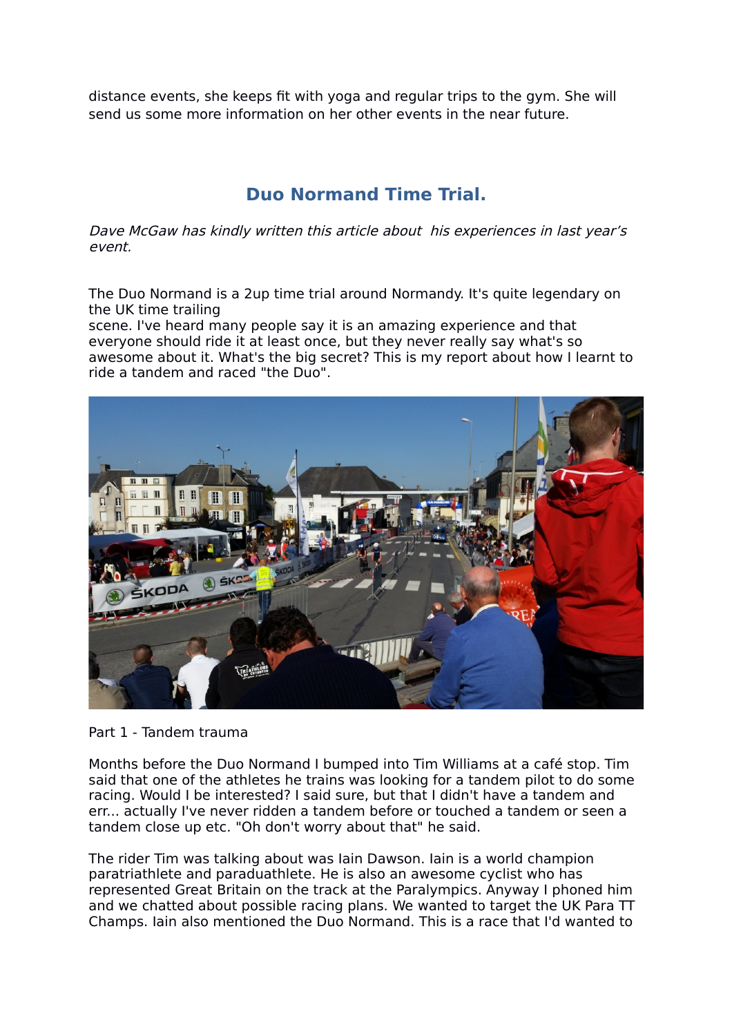distance events, she keeps fit with yoga and regular trips to the gym. She will send us some more information on her other events in the near future.

## Duo Normand Time Trial.

*Dave McGaw has kindly written this article about his experiences in last year's event.*

The Duo Normand is a 2up time trial around Normandy. It's quite legendary on the UK time trailing scene. I've heard many people say it is an amazing experience and that everyone should ride it at least once, but they never really say what's so awesome about it. What's the big secret? This is my report about how I learnt to ride a tandem and raced "the Duo".

Part 1 - Tandem trauma

Months before the Duo Normand I bumped into Tim Williams at a café stop. Tim said that one of the athletes he trains was looking for a tandem pilot to do some racing. Would I be interested? I said sure, but that I didn't have a tandem and err... actually I've never ridden a tandem before or touched a tandem or seen a tandem close up etc. "Oh don't worry about that" he said.

The rider Tim was talking about was Iain Dawson. Iain is a world champion paratriathlete and paraduathlete. He is also an awesome cyclist who has represented Great Britain on the track at the Paralympics. Anyway I phoned him and we chatted about possible racing plans. We wanted to target the UK Para TT Champs. Iain also mentioned the Duo Normand. This is a race that I'd wanted to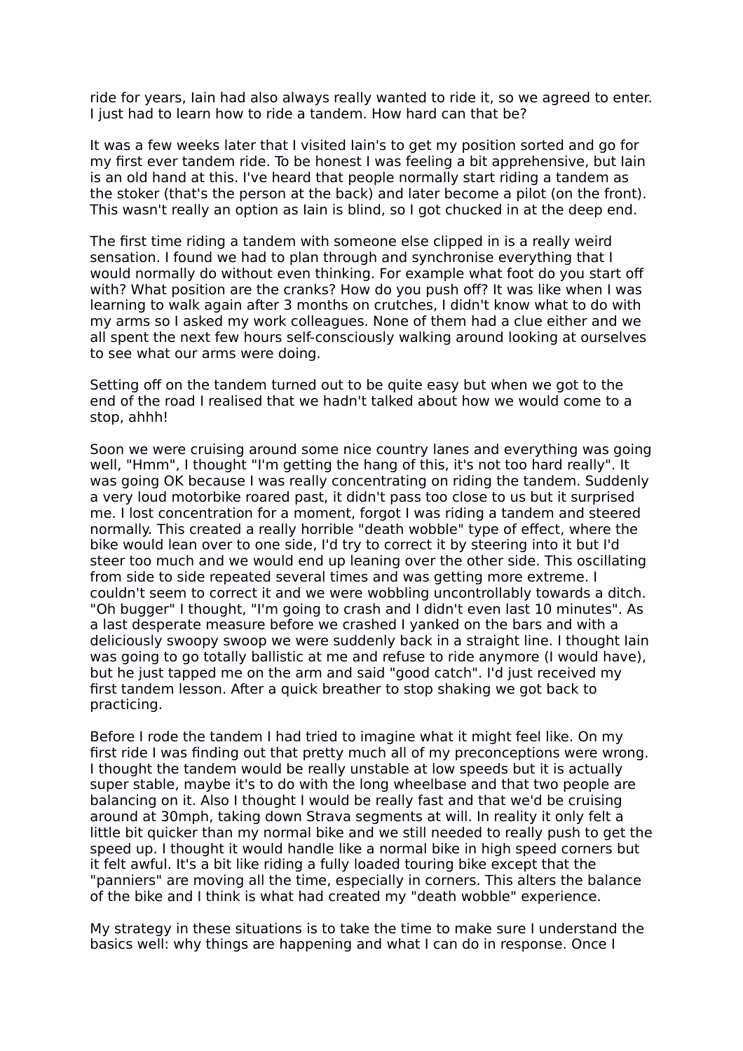ride for years, Iain had also always really wanted to ride it, so we agreed to enter. I just had to learn how to ride a tandem. How hard can that be?

It was a few weeks later that I visited Iain's to get my position sorted and go for my first ever tandem ride. To be honest I was feeling a bit apprehensive, but Iain is an old hand at this. I've heard that people normally start riding a tandem as the stoker (that's the person at the back) and later become a pilot (on the front). This wasn't really an option as Iain is blind, so I got chucked in at the deep end.

The first time riding a tandem with someone else clipped in is a really weird sensation. I found we had to plan through and synchronise everything that I would normally do without even thinking. For example what foot do you start off with? What position are the cranks? How do you push off? It was like when I was learning to walk again after 3 months on crutches, I didn't know what to do with my arms so I asked my work colleagues. None of them had a clue either and we all spent the next few hours self-consciously walking around looking at ourselves to see what our arms were doing.

Setting off on the tandem turned out to be quite easy but when we got to the end of the road I realised that we hadn't talked about how we would come to a stop, ahhh!

Soon we were cruising around some nice country lanes and everything was going well, "Hmm", I thought "I'm getting the hang of this, it's not too hard really". It was going OK because I was really concentrating on riding the tandem. Suddenly a very loud motorbike roared past, it didn't pass too close to us but it surprised me. I lost concentration for a moment, forgot I was riding a tandem and steered normally. This created a really horrible "death wobble" type of effect, where the bike would lean over to one side, I'd try to correct it by steering into it but I'd steer too much and we would end up leaning over the other side. This oscillating from side to side repeated several times and was getting more extreme. I couldn't seem to correct it and we were wobbling uncontrollably towards a ditch. "Oh bugger" I thought, "I'm going to crash and I didn't even last 10 minutes". As a last desperate measure before we crashed I yanked on the bars and with a deliciously swoopy swoop we were suddenly back in a straight line. I thought Iain was going to go totally ballistic at me and refuse to ride anymore (I would have), but he just tapped me on the arm and said "good catch". I'd just received my first tandem lesson. After a quick breather to stop shaking we got back to practicing.

Before I rode the tandem I had tried to imagine what it might feel like. On my first ride I was finding out that pretty much all of my preconceptions were wrong. I thought the tandem would be really unstable at low speeds but it is actually super stable, maybe it's to do with the long wheelbase and that two people are balancing on it. Also I thought I would be really fast and that we'd be cruising around at 30mph, taking down Strava segments at will. In reality it only felt a little bit quicker than my normal bike and we still needed to really push to get the speed up. I thought it would handle like a normal bike in high speed corners but it felt awful. It's a bit like riding a fully loaded touring bike except that the "panniers" are moving all the time, especially in corners. This alters the balance of the bike and I think is what had created my "death wobble" experience.

My strategy in these situations is to take the time to make sure I understand the basics well: why things are happening and what I can do in response. Once I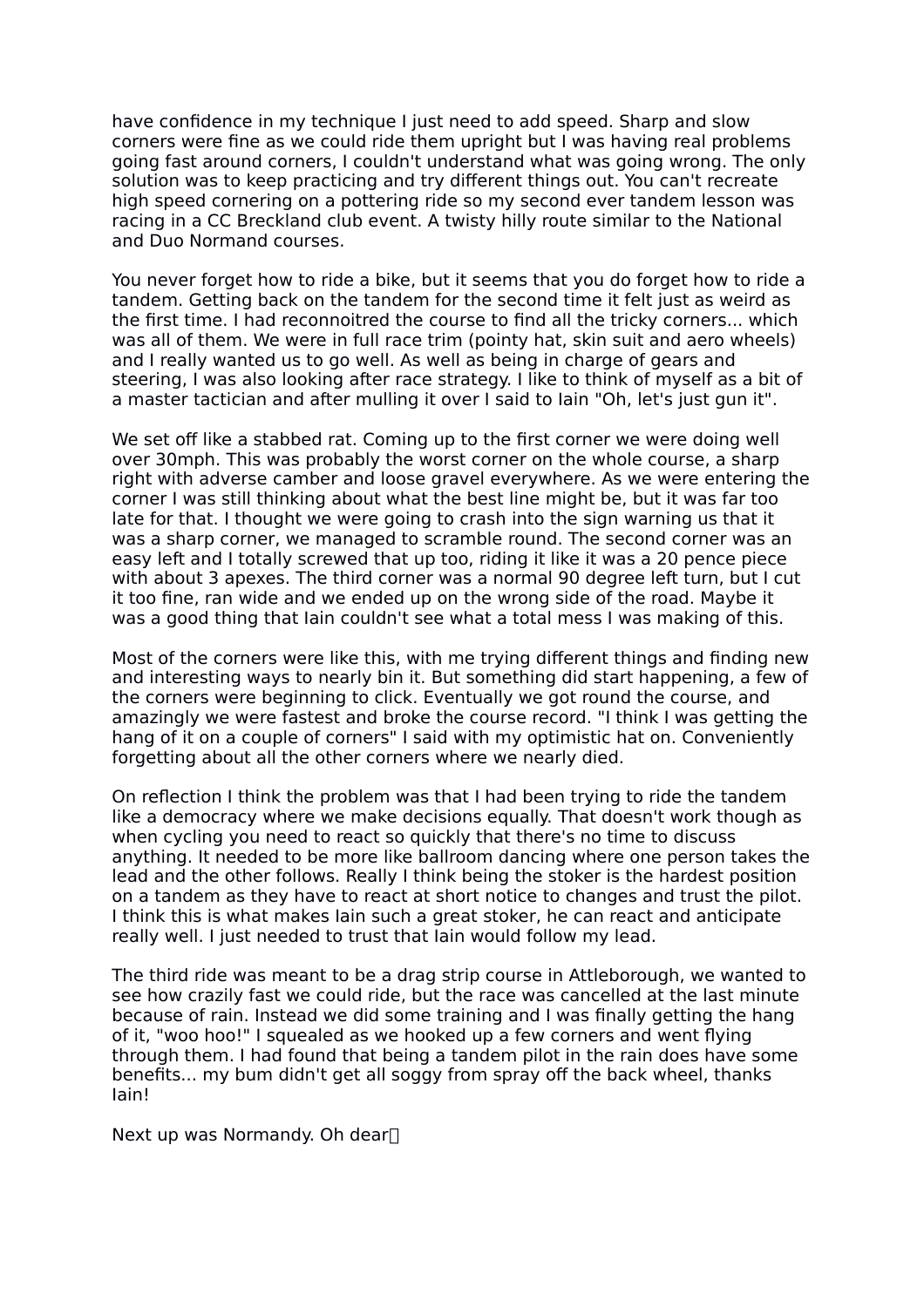have confidence in my technique I just need to add speed. Sharp and slow corners were fine as we could ride them upright but I was having real problems going fast around corners, I couldn't understand what was going wrong. The only solution was to keep practicing and try different things out. You can't recreate high speed cornering on a pottering ride so my second ever tandem lesson was racing in a CC Breckland club event. A twisty hilly route similar to the National and Duo Normand courses.

You never forget how to ride a bike, but it seems that you do forget how to ride a tandem. Getting back on the tandem for the second time it felt just as weird as the first time. I had reconnoitred the course to find all the tricky corners... which was all of them. We were in full race trim (pointy hat, skin suit and aero wheels) and I really wanted us to go well. As well as being in charge of gears and steering, I was also looking after race strategy. I like to think of myself as a bit of a master tactician and after mulling it over I said to Iain "Oh, let's just gun it".

We set off like a stabbed rat. Coming up to the first corner we were doing well over 30mph. This was probably the worst corner on the whole course, a sharp right with adverse camber and loose gravel everywhere. As we were entering the corner I was still thinking about what the best line might be, but it was far too late for that. I thought we were going to crash into the sign warning us that it was a sharp corner, we managed to scramble round. The second corner was an easy left and I totally screwed that up too, riding it like it was a 20 pence piece with about 3 apexes. The third corner was a normal 90 degree left turn, but I cut it too fine, ran wide and we ended up on the wrong side of the road. Maybe it was a good thing that Iain couldn't see what a total mess I was making of this.

Most of the corners were like this, with me trying different things and finding new and interesting ways to nearly bin it. But something did start happening, a few of the corners were beginning to click. Eventually we got round the course, and amazingly we were fastest and broke the course record. "I think I was getting the hang of it on a couple of corners" I said with my optimistic hat on. Conveniently forgetting about all the other corners where we nearly died.

On reflection I think the problem was that I had been trying to ride the tandem like a democracy where we make decisions equally. That doesn't work though as when cycling you need to react so quickly that there's no time to discuss anything. It needed to be more like ballroom dancing where one person takes the lead and the other follows. Really I think being the stoker is the hardest position on a tandem as they have to react at short notice to changes and trust the pilot. I think this is what makes Iain such a great stoker, he can react and anticipate really well. I just needed to trust that Iain would follow my lead.

The third ride was meant to be a drag strip course in Attleborough, we wanted to see how crazily fast we could ride, but the race was cancelled at the last minute because of rain. Instead we did some training and I was finally getting the hang of it, "woo hoo!" I squealed as we hooked up a few corners and went flying through them. I had found that being a tandem pilot in the rain does have some benefits... my bum didn't get all soggy from spray off the back wheel, thanks Iain!

Next up was Normandy. Oh dear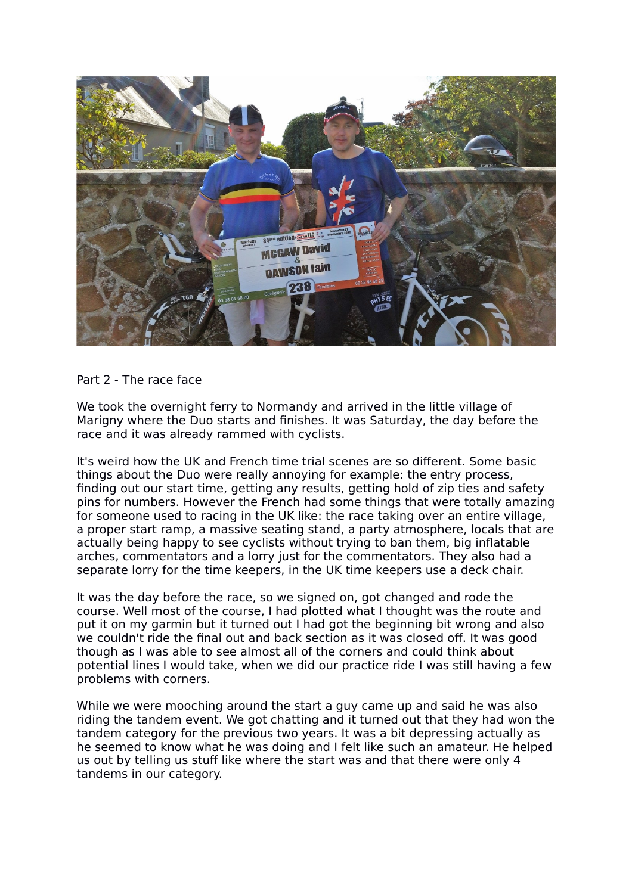Part 2 - The race face

We took the overnight ferry to Normandy and arrived in the little village of Marigny where the Duo starts and finishes. It was Saturday, the day before the race and it was already rammed with cyclists.

It's weird how the UK and French time trial scenes are so different. Some basic things about the Duo were really annoying for example: the entry process, finding out our start time, getting any results, getting hold of zip ties and safety pins for numbers. However the French had some things that were totally amazing for someone used to racing in the UK like: the race taking over an entire village, a proper start ramp, a massive seating stand, a party atmosphere, locals that are actually being happy to see cyclists without trying to ban them, big inflatable arches, commentators and a lorry just for the commentators. They also had a separate lorry for the time keepers, in the UK time keepers use a deck chair.

It was the day before the race, so we signed on, got changed and rode the course. Well most of the course, I had plotted what I thought was the route and put it on my garmin but it turned out I had got the beginning bit wrong and also we couldn't ride the final out and back section as it was closed off. It was good though as I was able to see almost all of the corners and could think about potential lines I would take, when we did our practice ride I was still having a few problems with corners.

While we were mooching around the start a guy came up and said he was also riding the tandem event. We got chatting and it turned out that they had won the tandem category for the previous two years. It was a bit depressing actually as he seemed to know what he was doing and I felt like such an amateur. He helped us out by telling us stuff like where the start was and that there were only 4 tandems in our category.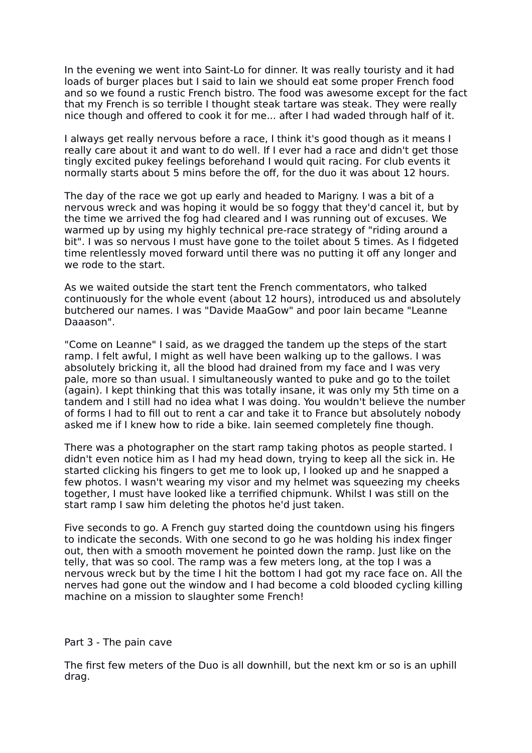In the evening we went into Saint-Lo for dinner. It was really touristy and it had loads of burger places but I said to Iain we should eat some proper French food and so we found a rustic French bistro. The food was awesome except for the fact that my French is so terrible I thought steak tartare was steak. They were really nice though and offered to cook it for me... after I had waded through half of it.

I always get really nervous before a race, I think it's good though as it means I really care about it and want to do well. If I ever had a race and didn't get those tingly excited pukey feelings beforehand I would quit racing. For club events it normally starts about 5 mins before the off, for the duo it was about 12 hours.

The day of the race we got up early and headed to Marigny. I was a bit of a nervous wreck and was hoping it would be so foggy that they'd cancel it, but by the time we arrived the fog had cleared and I was running out of excuses. We warmed up by using my highly technical pre-race strategy of "riding around a bit". I was so nervous I must have gone to the toilet about 5 times. As I fidgeted time relentlessly moved forward until there was no putting it off any longer and we rode to the start.

As we waited outside the start tent the French commentators, who talked continuously for the whole event (about 12 hours), introduced us and absolutely butchered our names. I was "Davide MaaGow" and poor Iain became "Leanne Daaason".

"Come on Leanne" I said, as we dragged the tandem up the steps of the start ramp. I felt awful, I might as well have been walking up to the gallows. I was absolutely bricking it, all the blood had drained from my face and I was very pale, more so than usual. I simultaneously wanted to puke and go to the toilet (again). I kept thinking that this was totally insane, it was only my 5th time on a tandem and I still had no idea what I was doing. You wouldn't believe the number of forms I had to fill out to rent a car and take it to France but absolutely nobody asked me if I knew how to ride a bike. Iain seemed completely fine though.

There was a photographer on the start ramp taking photos as people started. I didn't even notice him as I had my head down, trying to keep all the sick in. He started clicking his fingers to get me to look up, I looked up and he snapped a few photos. I wasn't wearing my visor and my helmet was squeezing my cheeks together, I must have looked like a terrified chipmunk. Whilst I was still on the start ramp I saw him deleting the photos he'd just taken.

Five seconds to go. A French guy started doing the countdown using his fingers to indicate the seconds. With one second to go he was holding his index finger out, then with a smooth movement he pointed down the ramp. Just like on the telly, that was so cool. The ramp was a few meters long, at the top I was a nervous wreck but by the time I hit the bottom I had got my race face on. All the nerves had gone out the window and I had become a cold blooded cycling killing machine on a mission to slaughter some French!

## Part 3 - The pain cave

The first few meters of the Duo is all downhill, but the next km or so is an uphill drag.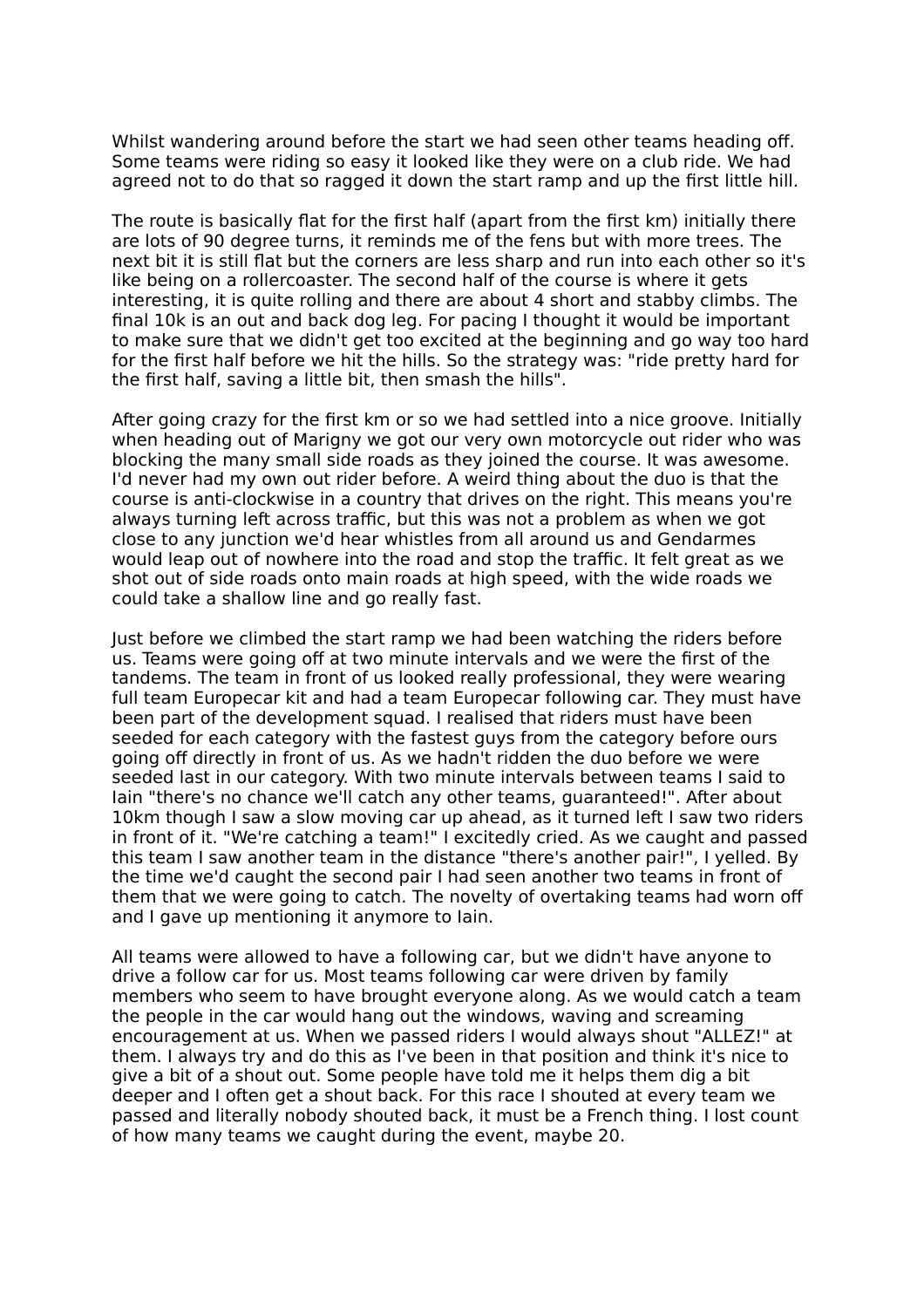Whilst wandering around before the start we had seen other teams heading off. Some teams were riding so easy it looked like they were on a club ride. We had agreed not to do that so ragged it down the start ramp and up the first little hill.

The route is basically flat for the first half (apart from the first km) initially there are lots of 90 degree turns, it reminds me of the fens but with more trees. The next bit it is still flat but the corners are less sharp and run into each other so it's like being on a rollercoaster. The second half of the course is where it gets interesting, it is quite rolling and there are about 4 short and stabby climbs. The final 10k is an out and back dog leg. For pacing I thought it would be important to make sure that we didn't get too excited at the beginning and go way too hard for the first half before we hit the hills. So the strategy was: "ride pretty hard for the first half, saving a little bit, then smash the hills".

After going crazy for the first km or so we had settled into a nice groove. Initially when heading out of Marigny we got our very own motorcycle out rider who was blocking the many small side roads as they joined the course. It was awesome. I'd never had my own out rider before. A weird thing about the duo is that the course is anti-clockwise in a country that drives on the right. This means you're always turning left across traffic, but this was not a problem as when we got close to any junction we'd hear whistles from all around us and Gendarmes would leap out of nowhere into the road and stop the traffic. It felt great as we shot out of side roads onto main roads at high speed, with the wide roads we could take a shallow line and go really fast.

Just before we climbed the start ramp we had been watching the riders before us. Teams were going off at two minute intervals and we were the first of the tandems. The team in front of us looked really professional, they were wearing full team Europecar kit and had a team Europecar following car. They must have been part of the development squad. I realised that riders must have been seeded for each category with the fastest guys from the category before ours going off directly in front of us. As we hadn't ridden the duo before we were seeded last in our category. With two minute intervals between teams I said to Iain "there's no chance we'll catch any other teams, guaranteed!". After about 10km though I saw a slow moving car up ahead, as it turned left I saw two riders in front of it. "We're catching a team!" I excitedly cried. As we caught and passed this team I saw another team in the distance "there's another pair!", I yelled. By the time we'd caught the second pair I had seen another two teams in front of them that we were going to catch. The novelty of overtaking teams had worn off and I gave up mentioning it anymore to Iain.

All teams were allowed to have a following car, but we didn't have anyone to drive a follow car for us. Most teams following car were driven by family members who seem to have brought everyone along. As we would catch a team the people in the car would hang out the windows, waving and screaming encouragement at us. When we passed riders I would always shout "ALLEZ!" at them. I always try and do this as I've been in that position and think it's nice to give a bit of a shout out. Some people have told me it helps them dig a bit deeper and I often get a shout back. For this race I shouted at every team we passed and literally nobody shouted back, it must be a French thing. I lost count of how many teams we caught during the event, maybe 20.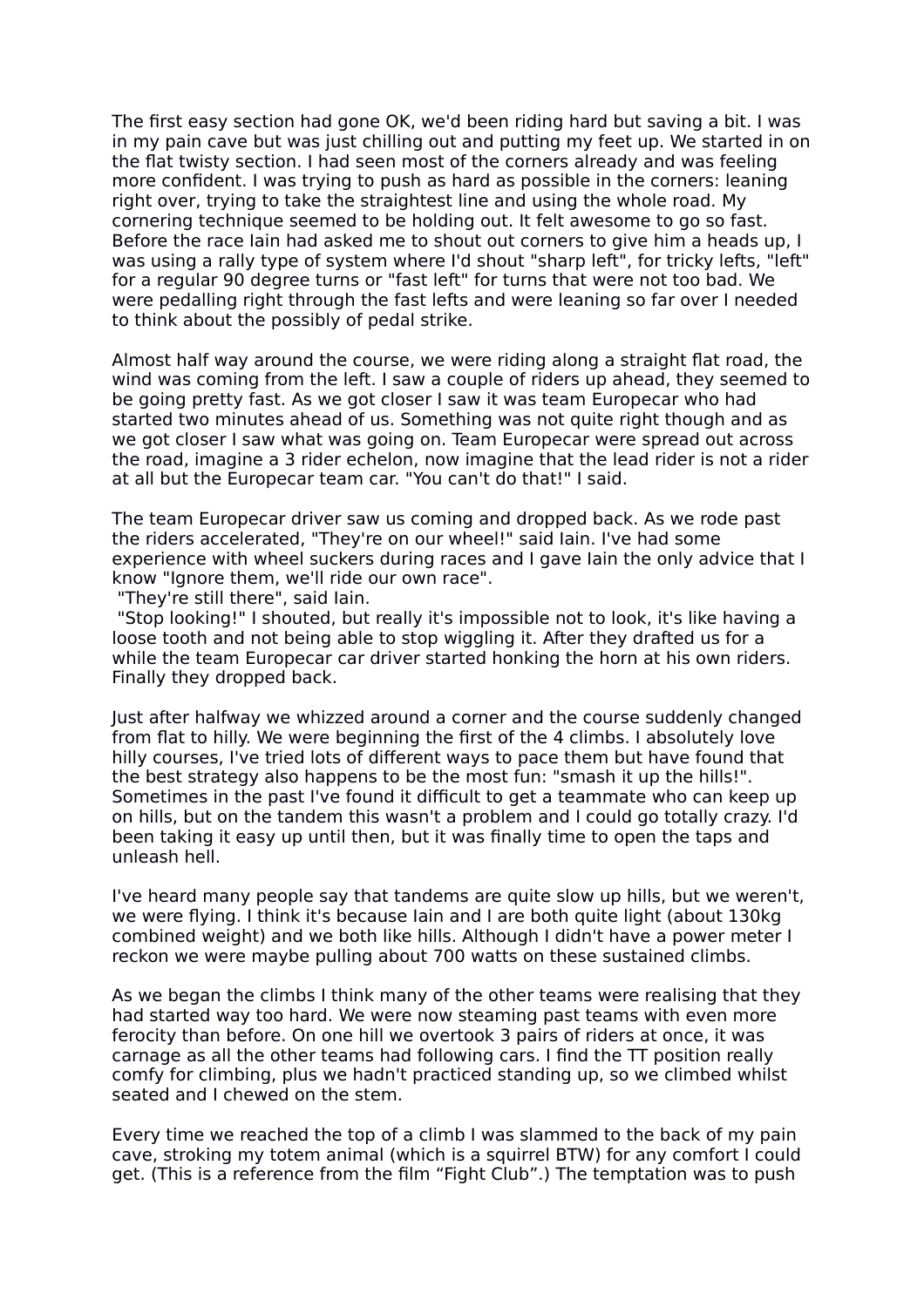The first easy section had gone OK, we'd been riding hard but saving a bit. I was in my pain cave but was just chilling out and putting my feet up. We started in on the flat twisty section. I had seen most of the corners already and was feeling more confident. I was trying to push as hard as possible in the corners: leaning right over, trying to take the straightest line and using the whole road. My cornering technique seemed to be holding out. It felt awesome to go so fast. Before the race Iain had asked me to shout out corners to give him a heads up, I was using a rally type of system where I'd shout "sharp left", for tricky lefts, "left" for a regular 90 degree turns or "fast left" for turns that were not too bad. We were pedalling right through the fast lefts and were leaning so far over I needed to think about the possibly of pedal strike.

Almost half way around the course, we were riding along a straight flat road, the wind was coming from the left. I saw a couple of riders up ahead, they seemed to be going pretty fast. As we got closer I saw it was team Europecar who had started two minutes ahead of us. Something was not quite right though and as we got closer I saw what was going on. Team Europecar were spread out across the road, imagine a 3 rider echelon, now imagine that the lead rider is not a rider at all but the Europecar team car. "You can't do that!" I said.

The team Europecar driver saw us coming and dropped back. As we rode past the riders accelerated, "They're on our wheel!" said Iain. I've had some experience with wheel suckers during races and I gave Iain the only advice that I know "Ignore them, we'll ride our own race".
"They're still there", said Iain.
"Stop looking!" I shouted, but really it's impossible not to look, it's like having a loose tooth and not being able to stop wiggling it. After they drafted us for a while the team Europecar car driver started honking the horn at his own riders. Finally they dropped back.

Just after halfway we whizzed around a corner and the course suddenly changed from flat to hilly. We were beginning the first of the 4 climbs. I absolutely love hilly courses, I've tried lots of different ways to pace them but have found that the best strategy also happens to be the most fun: "smash it up the hills!". Sometimes in the past I've found it difficult to get a teammate who can keep up on hills, but on the tandem this wasn't a problem and I could go totally crazy. I'd been taking it easy up until then, but it was finally time to open the taps and unleash hell.

I've heard many people say that tandems are quite slow up hills, but we weren't, we were flying. I think it's because Iain and I are both quite light (about 130kg combined weight) and we both like hills. Although I didn't have a power meter I reckon we were maybe pulling about 700 watts on these sustained climbs.

As we began the climbs I think many of the other teams were realising that they had started way too hard. We were now steaming past teams with even more ferocity than before. On one hill we overtook 3 pairs of riders at once, it was carnage as all the other teams had following cars. I find the TT position really comfy for climbing, plus we hadn't practiced standing up, so we climbed whilst seated and I chewed on the stem.

Every time we reached the top of a climb I was slammed to the back of my pain cave, stroking my totem animal (which is a squirrel BTW) for any comfort I could get. (This is a reference from the film “Fight Club”.) The temptation was to push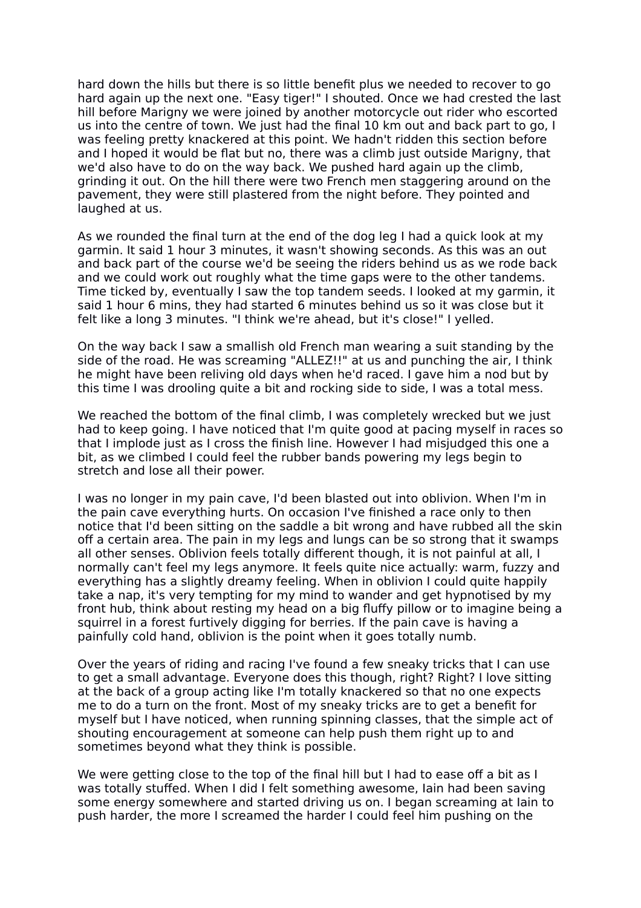hard down the hills but there is so little benefit plus we needed to recover to go hard again up the next one. "Easy tiger!" I shouted. Once we had crested the last hill before Marigny we were joined by another motorcycle out rider who escorted us into the centre of town. We just had the final 10 km out and back part to go, I was feeling pretty knackered at this point. We hadn't ridden this section before and I hoped it would be flat but no, there was a climb just outside Marigny, that we'd also have to do on the way back. We pushed hard again up the climb, grinding it out. On the hill there were two French men staggering around on the pavement, they were still plastered from the night before. They pointed and laughed at us.

As we rounded the final turn at the end of the dog leg I had a quick look at my garmin. It said 1 hour 3 minutes, it wasn't showing seconds. As this was an out and back part of the course we'd be seeing the riders behind us as we rode back and we could work out roughly what the time gaps were to the other tandems. Time ticked by, eventually I saw the top tandem seeds. I looked at my garmin, it said 1 hour 6 mins, they had started 6 minutes behind us so it was close but it felt like a long 3 minutes. "I think we're ahead, but it's close!" I yelled.

On the way back I saw a smallish old French man wearing a suit standing by the side of the road. He was screaming "ALLEZ!!" at us and punching the air, I think he might have been reliving old days when he'd raced. I gave him a nod but by this time I was drooling quite a bit and rocking side to side, I was a total mess.

We reached the bottom of the final climb, I was completely wrecked but we just had to keep going. I have noticed that I'm quite good at pacing myself in races so that I implode just as I cross the finish line. However I had misjudged this one a bit, as we climbed I could feel the rubber bands powering my legs begin to stretch and lose all their power.

I was no longer in my pain cave, I'd been blasted out into oblivion. When I'm in the pain cave everything hurts. On occasion I've finished a race only to then notice that I'd been sitting on the saddle a bit wrong and have rubbed all the skin off a certain area. The pain in my legs and lungs can be so strong that it swamps all other senses. Oblivion feels totally different though, it is not painful at all, I normally can't feel my legs anymore. It feels quite nice actually: warm, fuzzy and everything has a slightly dreamy feeling. When in oblivion I could quite happily take a nap, it's very tempting for my mind to wander and get hypnotised by my front hub, think about resting my head on a big fluffy pillow or to imagine being a squirrel in a forest furtively digging for berries. If the pain cave is having a painfully cold hand, oblivion is the point when it goes totally numb.

Over the years of riding and racing I've found a few sneaky tricks that I can use to get a small advantage. Everyone does this though, right? Right? I love sitting at the back of a group acting like I'm totally knackered so that no one expects me to do a turn on the front. Most of my sneaky tricks are to get a benefit for myself but I have noticed, when running spinning classes, that the simple act of shouting encouragement at someone can help push them right up to and sometimes beyond what they think is possible.

We were getting close to the top of the final hill but I had to ease off a bit as I was totally stuffed. When I did I felt something awesome, Iain had been saving some energy somewhere and started driving us on. I began screaming at Iain to push harder, the more I screamed the harder I could feel him pushing on the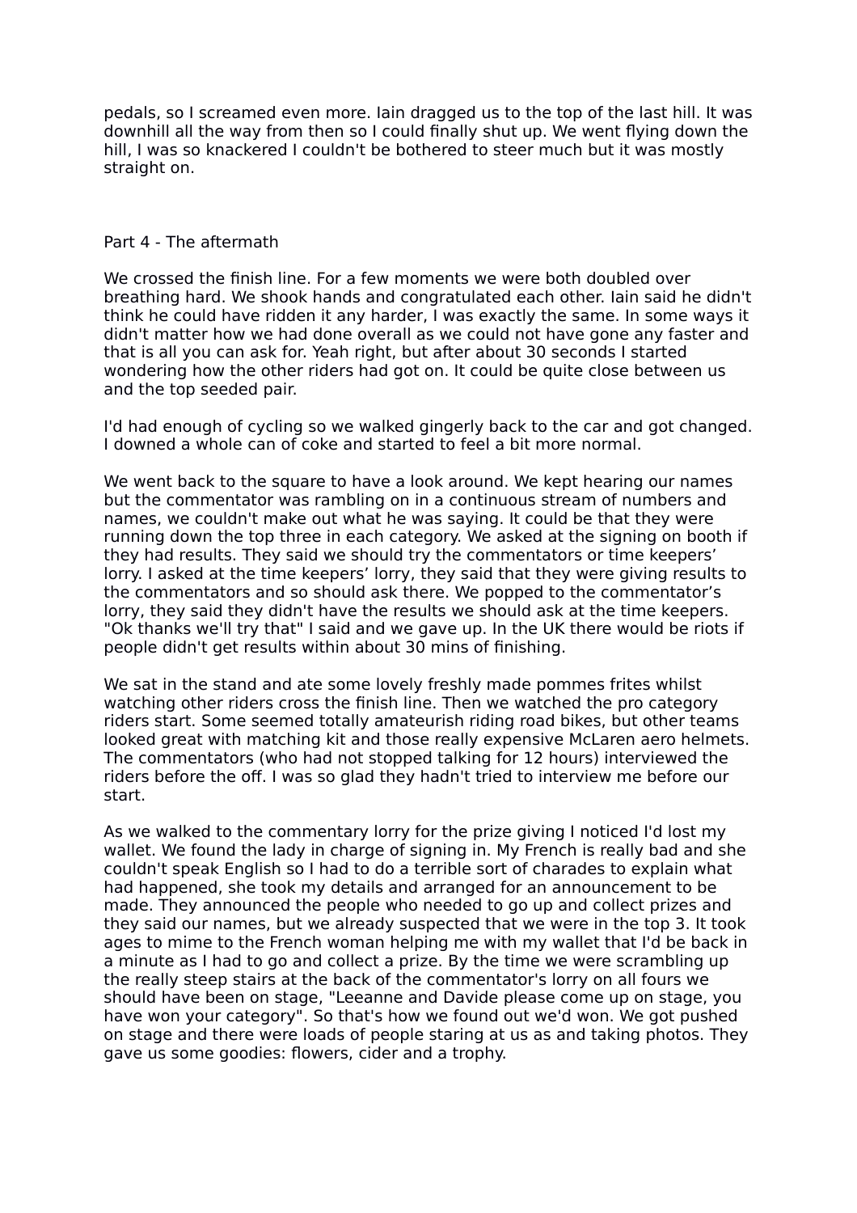pedals, so I screamed even more. Iain dragged us to the top of the last hill. It was downhill all the way from then so I could finally shut up. We went flying down the hill, I was so knackered I couldn't be bothered to steer much but it was mostly straight on.

Part 4 - The aftermath

We crossed the finish line. For a few moments we were both doubled over breathing hard. We shook hands and congratulated each other. Iain said he didn't think he could have ridden it any harder, I was exactly the same. In some ways it didn't matter how we had done overall as we could not have gone any faster and that is all you can ask for. Yeah right, but after about 30 seconds I started wondering how the other riders had got on. It could be quite close between us and the top seeded pair.

I'd had enough of cycling so we walked gingerly back to the car and got changed. I downed a whole can of coke and started to feel a bit more normal.

We went back to the square to have a look around. We kept hearing our names but the commentator was rambling on in a continuous stream of numbers and names, we couldn't make out what he was saying. It could be that they were running down the top three in each category. We asked at the signing on booth if they had results. They said we should try the commentators or time keepers' lorry. I asked at the time keepers' lorry, they said that they were giving results to the commentators and so should ask there. We popped to the commentator's lorry, they said they didn't have the results we should ask at the time keepers. "Ok thanks we'll try that" I said and we gave up. In the UK there would be riots if people didn't get results within about 30 mins of finishing.

We sat in the stand and ate some lovely freshly made pommes frites whilst watching other riders cross the finish line. Then we watched the pro category riders start. Some seemed totally amateurish riding road bikes, but other teams looked great with matching kit and those really expensive McLaren aero helmets. The commentators (who had not stopped talking for 12 hours) interviewed the riders before the off. I was so glad they hadn't tried to interview me before our start.

As we walked to the commentary lorry for the prize giving I noticed I'd lost my wallet. We found the lady in charge of signing in. My French is really bad and she couldn't speak English so I had to do a terrible sort of charades to explain what had happened, she took my details and arranged for an announcement to be made. They announced the people who needed to go up and collect prizes and they said our names, but we already suspected that we were in the top 3. It took ages to mime to the French woman helping me with my wallet that I'd be back in a minute as I had to go and collect a prize. By the time we were scrambling up the really steep stairs at the back of the commentator's lorry on all fours we should have been on stage, "Leeanne and Davide please come up on stage, you have won your category". So that's how we found out we'd won. We got pushed on stage and there were loads of people staring at us as and taking photos. They gave us some goodies: flowers, cider and a trophy.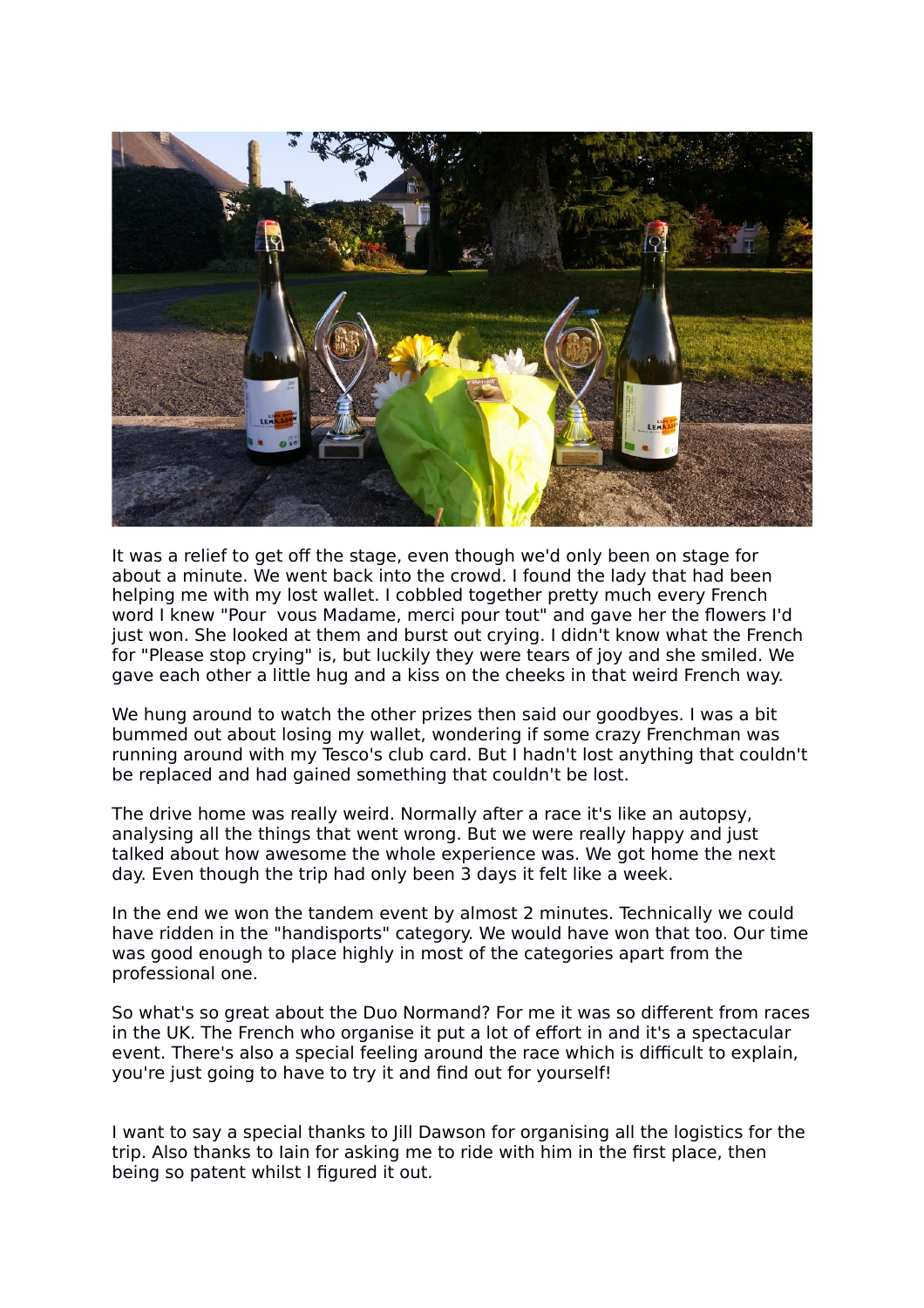It was a relief to get off the stage, even though we'd only been on stage for about a minute. We went back into the crowd. I found the lady that had been helping me with my lost wallet. I cobbled together pretty much every French word I knew "Pour  vous Madame, merci pour tout" and gave her the flowers I'd just won. She looked at them and burst out crying. I didn't know what the French for "Please stop crying" is, but luckily they were tears of joy and she smiled. We gave each other a little hug and a kiss on the cheeks in that weird French way.

We hung around to watch the other prizes then said our goodbyes. I was a bit bummed out about losing my wallet, wondering if some crazy Frenchman was running around with my Tesco's club card. But I hadn't lost anything that couldn't be replaced and had gained something that couldn't be lost.

The drive home was really weird. Normally after a race it's like an autopsy, analysing all the things that went wrong. But we were really happy and just talked about how awesome the whole experience was. We got home the next day. Even though the trip had only been 3 days it felt like a week.

In the end we won the tandem event by almost 2 minutes. Technically we could have ridden in the "handisports" category. We would have won that too. Our time was good enough to place highly in most of the categories apart from the professional one.

So what's so great about the Duo Normand? For me it was so different from races in the UK. The French who organise it put a lot of effort in and it's a spectacular event. There's also a special feeling around the race which is difficult to explain, you're just going to have to try it and find out for yourself!

I want to say a special thanks to Jill Dawson for organising all the logistics for the trip. Also thanks to Iain for asking me to ride with him in the first place, then being so patent whilst I figured it out.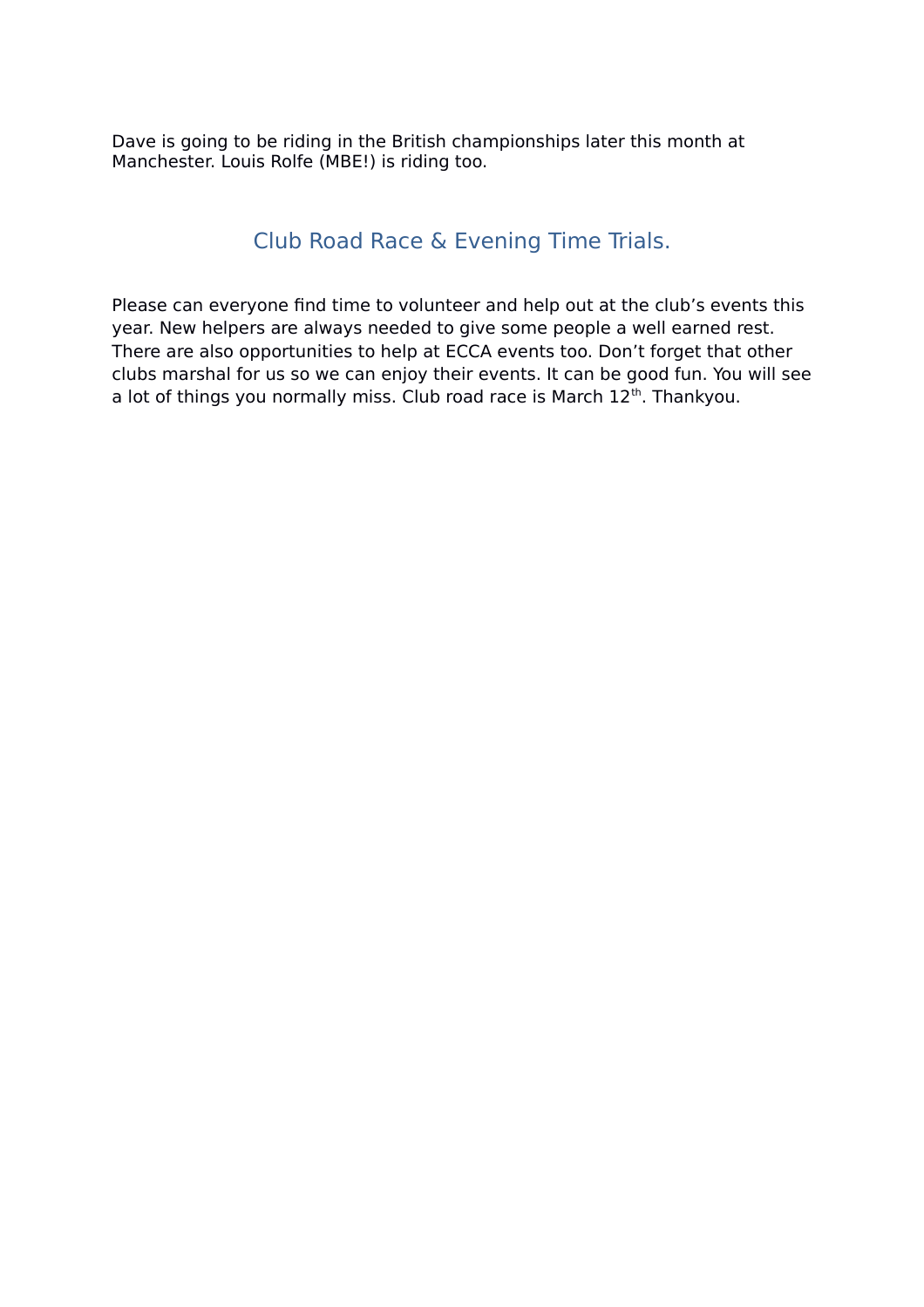Dave is going to be riding in the British championships later this month at Manchester. Louis Rolfe (MBE!) is riding too.

## Club Road Race & Evening Time Trials.

Please can everyone find time to volunteer and help out at the club's events this year. New helpers are always needed to give some people a well earned rest. There are also opportunities to help at ECCA events too. Don't forget that other clubs marshal for us so we can enjoy their events. It can be good fun. You will see a lot of things you normally miss. Club road race is March 12th. Thankyou.